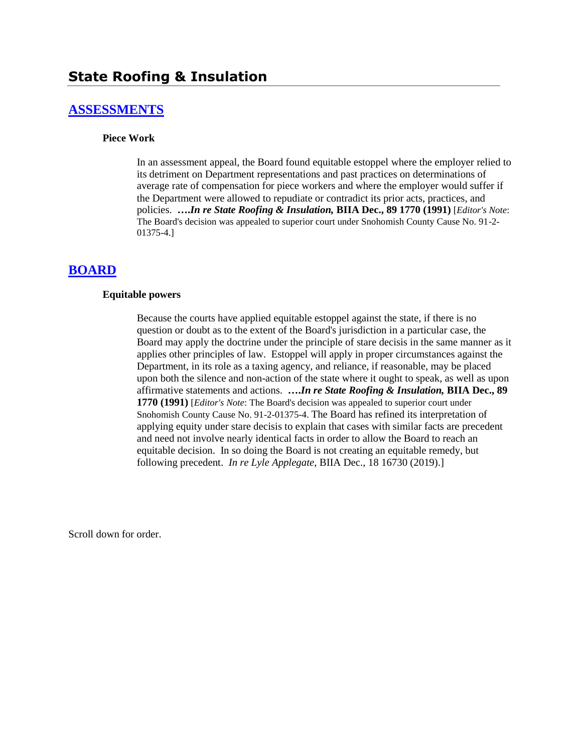# State Roofing & Insulation

## ASSESSMENTS

### Piece Work

In an assessment appeal, the Board found equitable estoppel where the employer relied to its detriment on Department representations and past practices on determinations of average rate of compensation for piece workers and where the employer would suffer if the Department were allowed to repudiate or contradict its prior acts, practices, and policies. **….*In re State Roofing & Insulation,* BIIA Dec., 89 1770 (1991)** [*Editor's Note*: The Board's decision was appealed to superior court under Snohomish County Cause No. 91-2-01375-4.]

## BOARD

### Equitable powers

Because the courts have applied equitable estoppel against the state, if there is no question or doubt as to the extent of the Board's jurisdiction in a particular case, the Board may apply the doctrine under the principle of stare decisis in the same manner as it applies other principles of law. Estoppel will apply in proper circumstances against the Department, in its role as a taxing agency, and reliance, if reasonable, may be placed upon both the silence and non-action of the state where it ought to speak, as well as upon affirmative statements and actions. **….*In re State Roofing & Insulation,* BIIA Dec., 89 1770 (1991)** [*Editor's Note*: The Board's decision was appealed to superior court under Snohomish County Cause No. 91-2-01375-4. The Board has refined its interpretation of applying equity under stare decisis to explain that cases with similar facts are precedent and need not involve nearly identical facts in order to allow the Board to reach an equitable decision. In so doing the Board is not creating an equitable remedy, but following precedent. *In re Lyle Applegate*, BIIA Dec., 18 16730 (2019).]

Scroll down for order.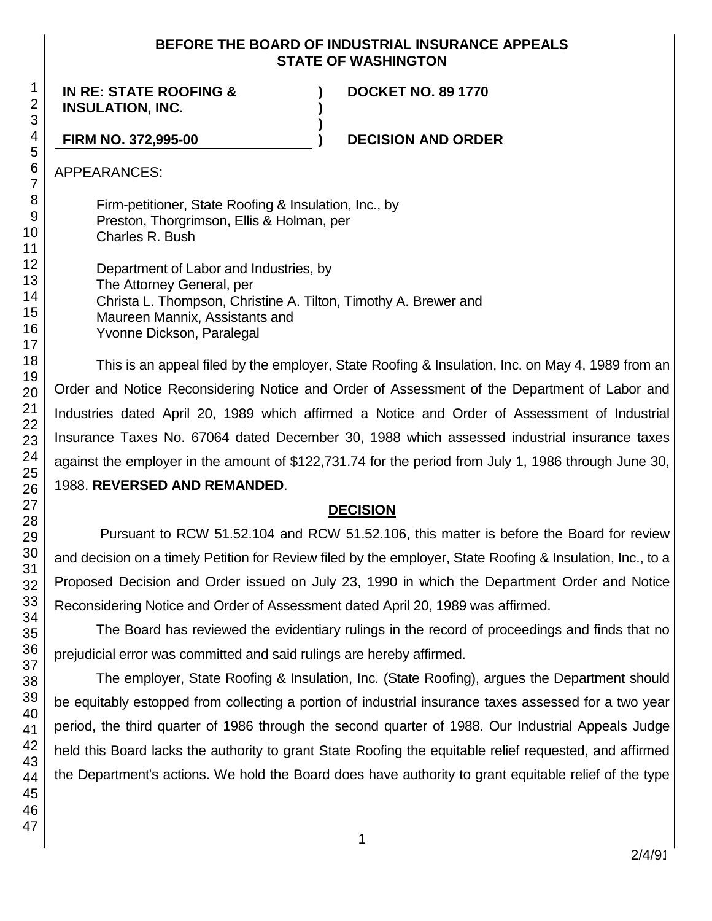**BEFORE THE BOARD OF INDUSTRIAL INSURANCE APPEALS STATE OF WASHINGTON**

| | | |
|---|---|---|
| **IN RE: STATE ROOFING & INSULATION, INC.** | **)** | **DOCKET NO. 89 1770** |
| **FIRM NO. 372,995-00** | **)** | **DECISION AND ORDER** |

APPEARANCES:

Firm-petitioner, State Roofing & Insulation, Inc., by
Preston, Thorgrimson, Ellis & Holman, per
Charles R. Bush

Department of Labor and Industries, by
The Attorney General, per
Christa L. Thompson, Christine A. Tilton, Timothy A. Brewer and
Maureen Mannix, Assistants and
Yvonne Dickson, Paralegal

This is an appeal filed by the employer, State Roofing & Insulation, Inc. on May 4, 1989 from an Order and Notice Reconsidering Notice and Order of Assessment of the Department of Labor and Industries dated April 20, 1989 which affirmed a Notice and Order of Assessment of Industrial Insurance Taxes No. 67064 dated December 30, 1988 which assessed industrial insurance taxes against the employer in the amount of $122,731.74 for the period from July 1, 1986 through June 30, 1988. **REVERSED AND REMANDED**.

## DECISION

Pursuant to RCW 51.52.104 and RCW 51.52.106, this matter is before the Board for review and decision on a timely Petition for Review filed by the employer, State Roofing & Insulation, Inc., to a Proposed Decision and Order issued on July 23, 1990 in which the Department Order and Notice Reconsidering Notice and Order of Assessment dated April 20, 1989 was affirmed.

The Board has reviewed the evidentiary rulings in the record of proceedings and finds that no prejudicial error was committed and said rulings are hereby affirmed.

The employer, State Roofing & Insulation, Inc. (State Roofing), argues the Department should be equitably estopped from collecting a portion of industrial insurance taxes assessed for a two year period, the third quarter of 1986 through the second quarter of 1988. Our Industrial Appeals Judge held this Board lacks the authority to grant State Roofing the equitable relief requested, and affirmed the Department's actions. We hold the Board does have authority to grant equitable relief of the type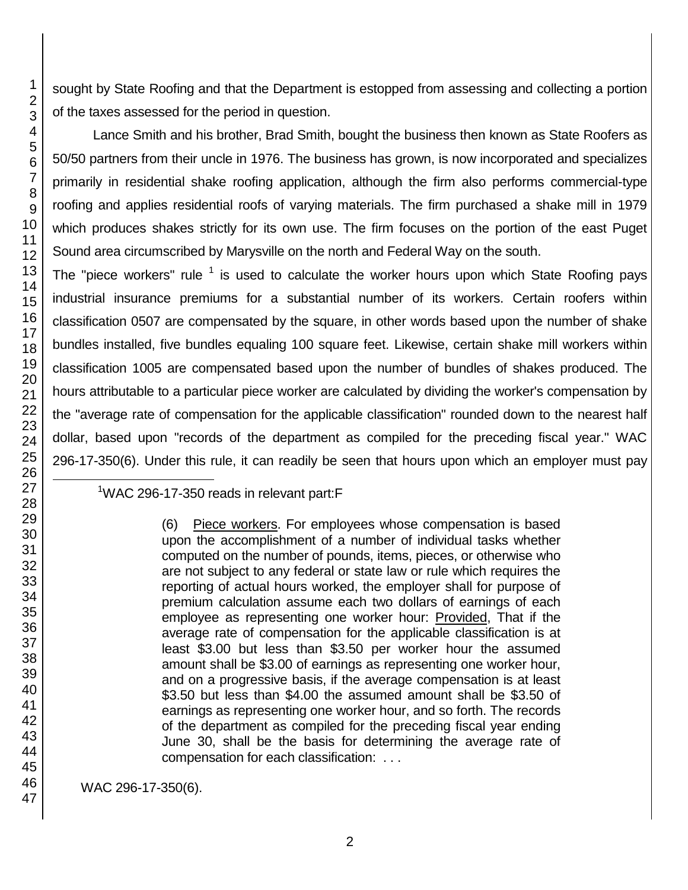sought by State Roofing and that the Department is estopped from assessing and collecting a portion of the taxes assessed for the period in question.

Lance Smith and his brother, Brad Smith, bought the business then known as State Roofers as 50/50 partners from their uncle in 1976. The business has grown, is now incorporated and specializes primarily in residential shake roofing application, although the firm also performs commercial-type roofing and applies residential roofs of varying materials. The firm purchased a shake mill in 1979 which produces shakes strictly for its own use. The firm focuses on the portion of the east Puget Sound area circumscribed by Marysville on the north and Federal Way on the south.

The "piece workers" rule [1] is used to calculate the worker hours upon which State Roofing pays industrial insurance premiums for a substantial number of its workers. Certain roofers within classification 0507 are compensated by the square, in other words based upon the number of shake bundles installed, five bundles equaling 100 square feet. Likewise, certain shake mill workers within classification 1005 are compensated based upon the number of bundles of shakes produced. The hours attributable to a particular piece worker are calculated by dividing the worker's compensation by the "average rate of compensation for the applicable classification" rounded down to the nearest half dollar, based upon "records of the department as compiled for the preceding fiscal year." WAC 296-17-350(6). Under this rule, it can readily be seen that hours upon which an employer must pay

---

[1] WAC 296-17-350 reads in relevant part:F

> (6) Piece workers. For employees whose compensation is based upon the accomplishment of a number of individual tasks whether computed on the number of pounds, items, pieces, or otherwise who are not subject to any federal or state law or rule which requires the reporting of actual hours worked, the employer shall for purpose of premium calculation assume each two dollars of earnings of each employee as representing one worker hour: Provided, That if the average rate of compensation for the applicable classification is at least \$3.00 but less than \$3.50 per worker hour the assumed amount shall be \$3.00 of earnings as representing one worker hour, and on a progressive basis, if the average compensation is at least \$3.50 but less than \$4.00 the assumed amount shall be \$3.50 of earnings as representing one worker hour, and so forth. The records of the department as compiled for the preceding fiscal year ending June 30, shall be the basis for determining the average rate of compensation for each classification: . . .

WAC 296-17-350(6).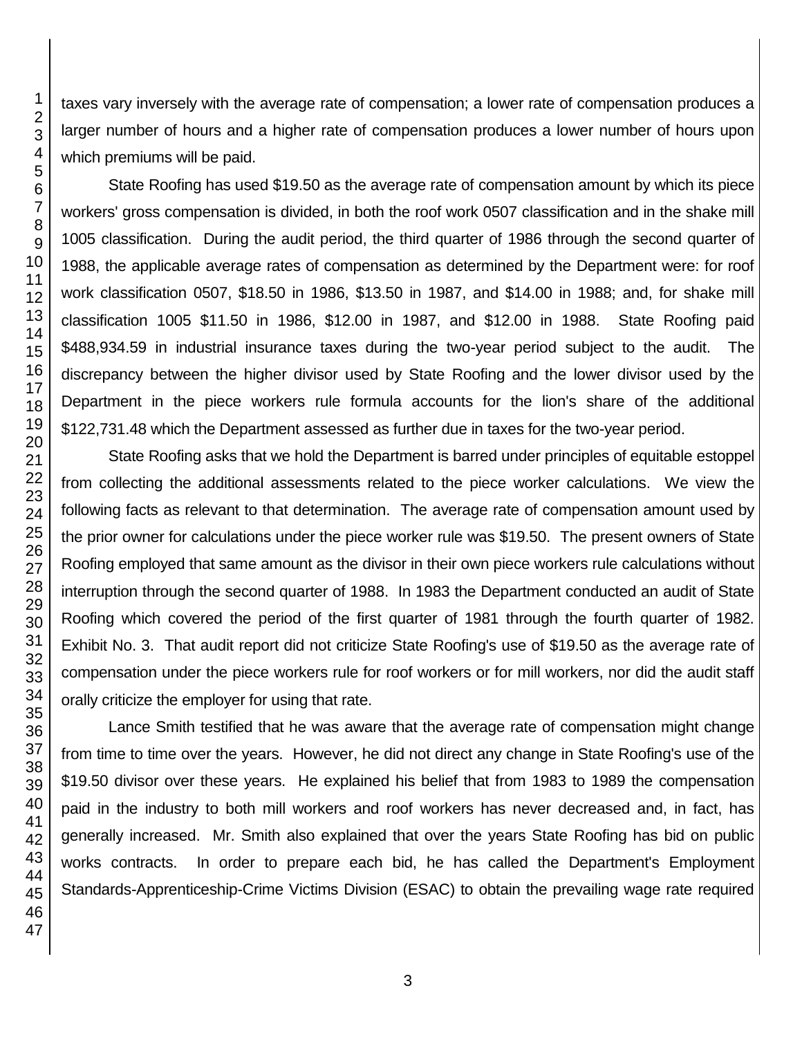taxes vary inversely with the average rate of compensation; a lower rate of compensation produces a larger number of hours and a higher rate of compensation produces a lower number of hours upon which premiums will be paid.

State Roofing has used $19.50 as the average rate of compensation amount by which its piece workers' gross compensation is divided, in both the roof work 0507 classification and in the shake mill 1005 classification. During the audit period, the third quarter of 1986 through the second quarter of 1988, the applicable average rates of compensation as determined by the Department were: for roof work classification 0507, $18.50 in 1986, $13.50 in 1987, and $14.00 in 1988; and, for shake mill classification 1005 $11.50 in 1986, $12.00 in 1987, and $12.00 in 1988. State Roofing paid $488,934.59 in industrial insurance taxes during the two-year period subject to the audit. The discrepancy between the higher divisor used by State Roofing and the lower divisor used by the Department in the piece workers rule formula accounts for the lion's share of the additional $122,731.48 which the Department assessed as further due in taxes for the two-year period.

State Roofing asks that we hold the Department is barred under principles of equitable estoppel from collecting the additional assessments related to the piece worker calculations. We view the following facts as relevant to that determination. The average rate of compensation amount used by the prior owner for calculations under the piece worker rule was $19.50. The present owners of State Roofing employed that same amount as the divisor in their own piece workers rule calculations without interruption through the second quarter of 1988. In 1983 the Department conducted an audit of State Roofing which covered the period of the first quarter of 1981 through the fourth quarter of 1982. Exhibit No. 3. That audit report did not criticize State Roofing's use of $19.50 as the average rate of compensation under the piece workers rule for roof workers or for mill workers, nor did the audit staff orally criticize the employer for using that rate.

Lance Smith testified that he was aware that the average rate of compensation might change from time to time over the years. However, he did not direct any change in State Roofing's use of the $19.50 divisor over these years. He explained his belief that from 1983 to 1989 the compensation paid in the industry to both mill workers and roof workers has never decreased and, in fact, has generally increased. Mr. Smith also explained that over the years State Roofing has bid on public works contracts. In order to prepare each bid, he has called the Department's Employment Standards-Apprenticeship-Crime Victims Division (ESAC) to obtain the prevailing wage rate required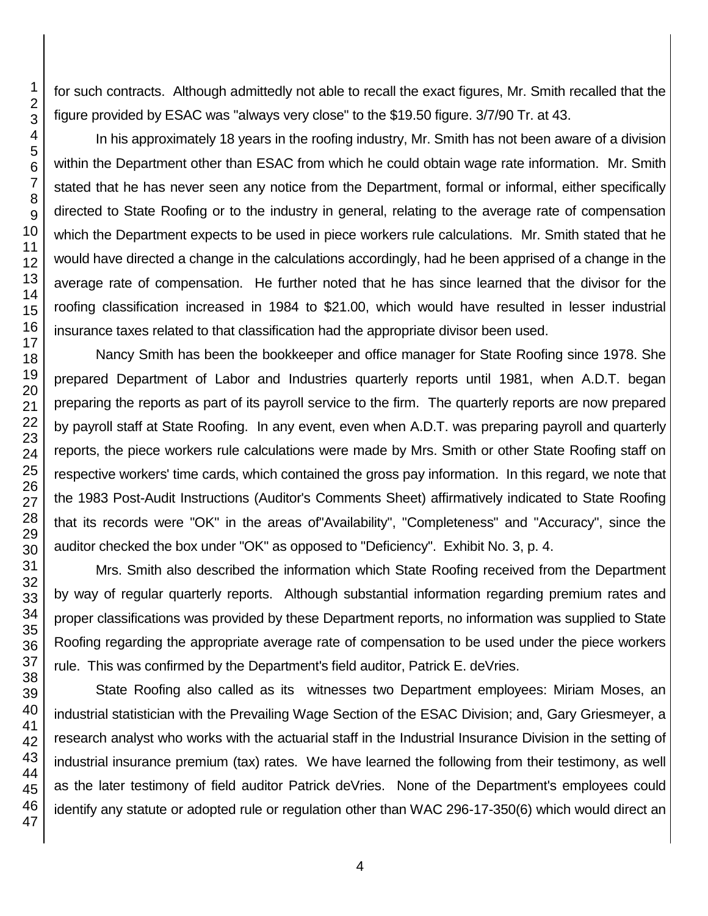for such contracts. Although admittedly not able to recall the exact figures, Mr. Smith recalled that the figure provided by ESAC was "always very close" to the $19.50 figure. 3/7/90 Tr. at 43.

In his approximately 18 years in the roofing industry, Mr. Smith has not been aware of a division within the Department other than ESAC from which he could obtain wage rate information. Mr. Smith stated that he has never seen any notice from the Department, formal or informal, either specifically directed to State Roofing or to the industry in general, relating to the average rate of compensation which the Department expects to be used in piece workers rule calculations. Mr. Smith stated that he would have directed a change in the calculations accordingly, had he been apprised of a change in the average rate of compensation. He further noted that he has since learned that the divisor for the roofing classification increased in 1984 to $21.00, which would have resulted in lesser industrial insurance taxes related to that classification had the appropriate divisor been used.

Nancy Smith has been the bookkeeper and office manager for State Roofing since 1978. She prepared Department of Labor and Industries quarterly reports until 1981, when A.D.T. began preparing the reports as part of its payroll service to the firm. The quarterly reports are now prepared by payroll staff at State Roofing. In any event, even when A.D.T. was preparing payroll and quarterly reports, the piece workers rule calculations were made by Mrs. Smith or other State Roofing staff on respective workers' time cards, which contained the gross pay information. In this regard, we note that the 1983 Post-Audit Instructions (Auditor's Comments Sheet) affirmatively indicated to State Roofing that its records were "OK" in the areas of"Availability", "Completeness" and "Accuracy", since the auditor checked the box under "OK" as opposed to "Deficiency". Exhibit No. 3, p. 4.

Mrs. Smith also described the information which State Roofing received from the Department by way of regular quarterly reports. Although substantial information regarding premium rates and proper classifications was provided by these Department reports, no information was supplied to State Roofing regarding the appropriate average rate of compensation to be used under the piece workers rule. This was confirmed by the Department's field auditor, Patrick E. deVries.

State Roofing also called as its witnesses two Department employees: Miriam Moses, an industrial statistician with the Prevailing Wage Section of the ESAC Division; and, Gary Griesmeyer, a research analyst who works with the actuarial staff in the Industrial Insurance Division in the setting of industrial insurance premium (tax) rates. We have learned the following from their testimony, as well as the later testimony of field auditor Patrick deVries. None of the Department's employees could identify any statute or adopted rule or regulation other than WAC 296-17-350(6) which would direct an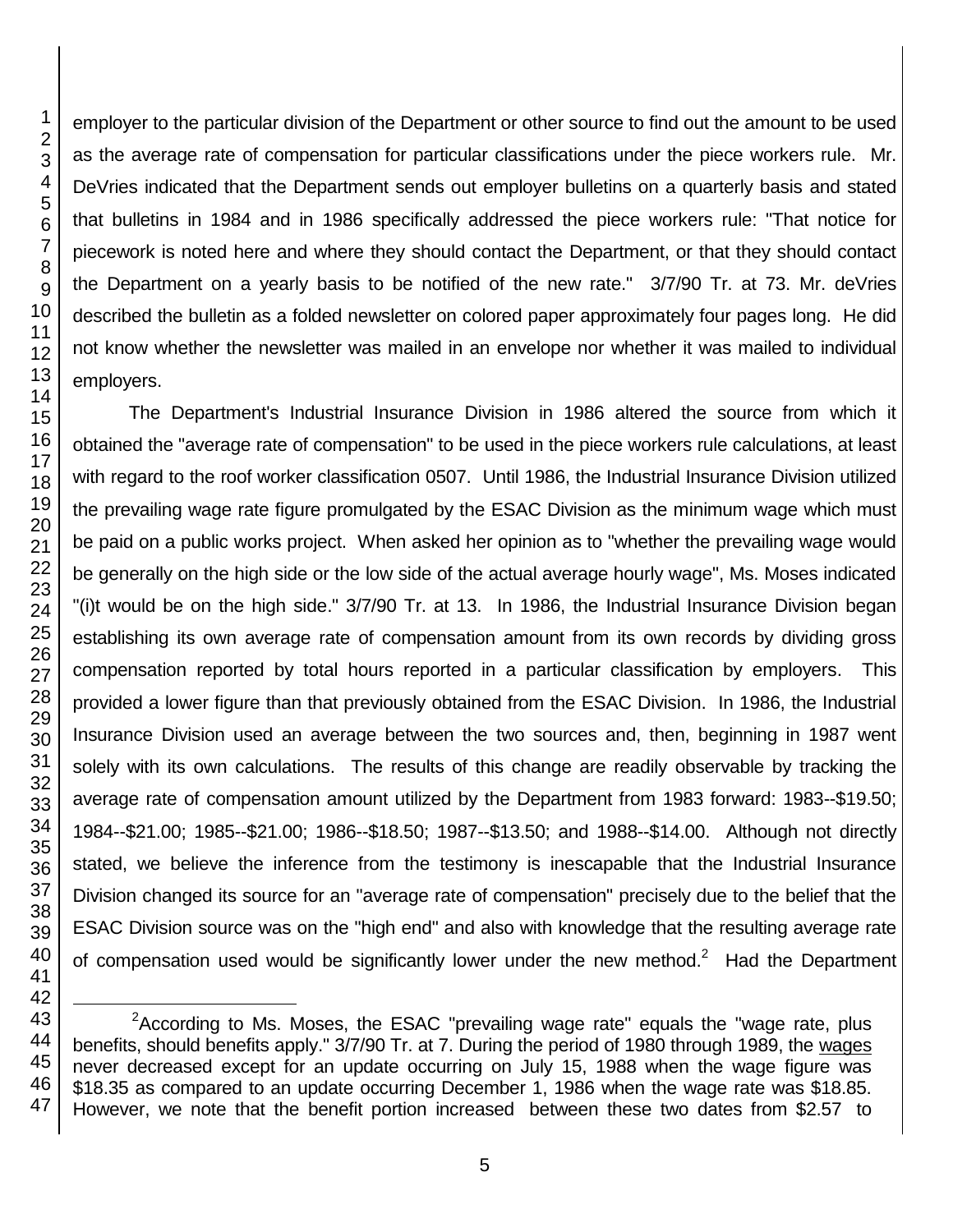employer to the particular division of the Department or other source to find out the amount to be used as the average rate of compensation for particular classifications under the piece workers rule. Mr. DeVries indicated that the Department sends out employer bulletins on a quarterly basis and stated that bulletins in 1984 and in 1986 specifically addressed the piece workers rule: "That notice for piecework is noted here and where they should contact the Department, or that they should contact the Department on a yearly basis to be notified of the new rate." 3/7/90 Tr. at 73. Mr. deVries described the bulletin as a folded newsletter on colored paper approximately four pages long. He did not know whether the newsletter was mailed in an envelope nor whether it was mailed to individual employers.

The Department's Industrial Insurance Division in 1986 altered the source from which it obtained the "average rate of compensation" to be used in the piece workers rule calculations, at least with regard to the roof worker classification 0507. Until 1986, the Industrial Insurance Division utilized the prevailing wage rate figure promulgated by the ESAC Division as the minimum wage which must be paid on a public works project. When asked her opinion as to "whether the prevailing wage would be generally on the high side or the low side of the actual average hourly wage", Ms. Moses indicated "(i)t would be on the high side." 3/7/90 Tr. at 13. In 1986, the Industrial Insurance Division began establishing its own average rate of compensation amount from its own records by dividing gross compensation reported by total hours reported in a particular classification by employers. This provided a lower figure than that previously obtained from the ESAC Division. In 1986, the Industrial Insurance Division used an average between the two sources and, then, beginning in 1987 went solely with its own calculations. The results of this change are readily observable by tracking the average rate of compensation amount utilized by the Department from 1983 forward: 1983--$19.50; 1984--$21.00; 1985--$21.00; 1986--$18.50; 1987--$13.50; and 1988--$14.00. Although not directly stated, we believe the inference from the testimony is inescapable that the Industrial Insurance Division changed its source for an "average rate of compensation" precisely due to the belief that the ESAC Division source was on the "high end" and also with knowledge that the resulting average rate of compensation used would be significantly lower under the new method.[2] Had the Department

[2]According to Ms. Moses, the ESAC "prevailing wage rate" equals the "wage rate, plus benefits, should benefits apply." 3/7/90 Tr. at 7. During the period of 1980 through 1989, the wages never decreased except for an update occurring on July 15, 1988 when the wage figure was $18.35 as compared to an update occurring December 1, 1986 when the wage rate was $18.85. However, we note that the benefit portion increased between these two dates from $2.57 to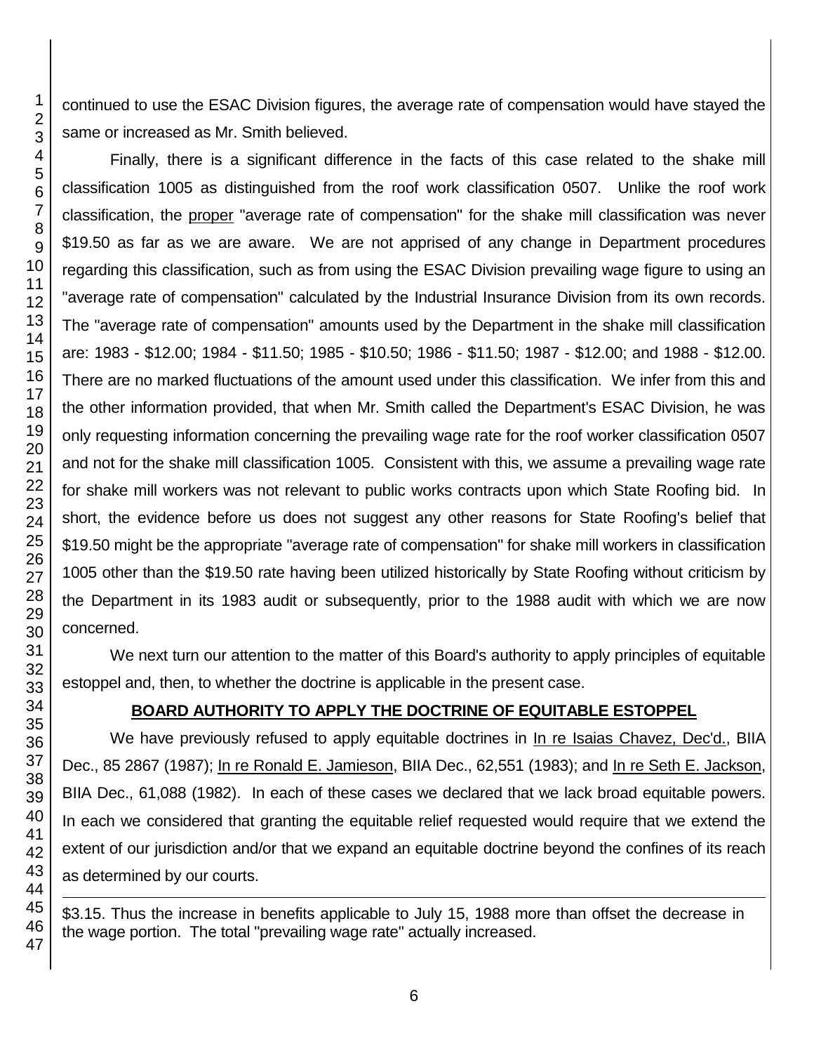continued to use the ESAC Division figures, the average rate of compensation would have stayed the same or increased as Mr. Smith believed.

Finally, there is a significant difference in the facts of this case related to the shake mill classification 1005 as distinguished from the roof work classification 0507. Unlike the roof work classification, the proper "average rate of compensation" for the shake mill classification was never $19.50 as far as we are aware. We are not apprised of any change in Department procedures regarding this classification, such as from using the ESAC Division prevailing wage figure to using an "average rate of compensation" calculated by the Industrial Insurance Division from its own records. The "average rate of compensation" amounts used by the Department in the shake mill classification are: 1983 - $12.00; 1984 - $11.50; 1985 - $10.50; 1986 - $11.50; 1987 - $12.00; and 1988 - $12.00. There are no marked fluctuations of the amount used under this classification. We infer from this and the other information provided, that when Mr. Smith called the Department's ESAC Division, he was only requesting information concerning the prevailing wage rate for the roof worker classification 0507 and not for the shake mill classification 1005. Consistent with this, we assume a prevailing wage rate for shake mill workers was not relevant to public works contracts upon which State Roofing bid. In short, the evidence before us does not suggest any other reasons for State Roofing's belief that $19.50 might be the appropriate "average rate of compensation" for shake mill workers in classification 1005 other than the $19.50 rate having been utilized historically by State Roofing without criticism by the Department in its 1983 audit or subsequently, prior to the 1988 audit with which we are now concerned.

We next turn our attention to the matter of this Board's authority to apply principles of equitable estoppel and, then, to whether the doctrine is applicable in the present case.

## BOARD AUTHORITY TO APPLY THE DOCTRINE OF EQUITABLE ESTOPPEL

We have previously refused to apply equitable doctrines in In re Isaias Chavez, Dec'd., BIIA Dec., 85 2867 (1987); In re Ronald E. Jamieson, BIIA Dec., 62,551 (1983); and In re Seth E. Jackson, BIIA Dec., 61,088 (1982). In each of these cases we declared that we lack broad equitable powers. In each we considered that granting the equitable relief requested would require that we extend the extent of our jurisdiction and/or that we expand an equitable doctrine beyond the confines of its reach as determined by our courts.

---

$3.15. Thus the increase in benefits applicable to July 15, 1988 more than offset the decrease in the wage portion. The total "prevailing wage rate" actually increased.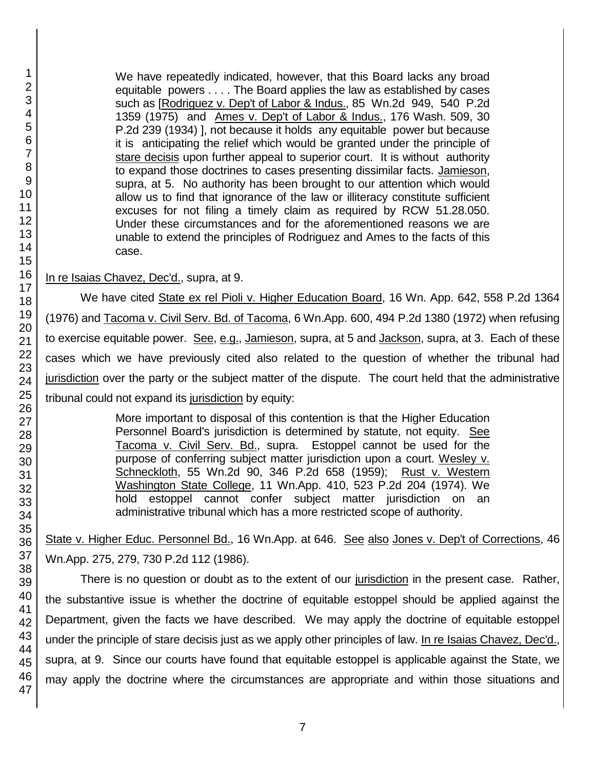> We have repeatedly indicated, however, that this Board lacks any broad equitable powers . . . . The Board applies the law as established by cases such as [Rodriguez v. Dep't of Labor & Indus., 85 Wn.2d 949, 540 P.2d 1359 (1975) and Ames v. Dep't of Labor & Indus., 176 Wash. 509, 30 P.2d 239 (1934) ], not because it holds any equitable power but because it is anticipating the relief which would be granted under the principle of stare decisis upon further appeal to superior court. It is without authority to expand those doctrines to cases presenting dissimilar facts. Jamieson, supra, at 5. No authority has been brought to our attention which would allow us to find that ignorance of the law or illiteracy constitute sufficient excuses for not filing a timely claim as required by RCW 51.28.050. Under these circumstances and for the aforementioned reasons we are unable to extend the principles of Rodriguez and Ames to the facts of this case.

In re Isaias Chavez, Dec'd., supra, at 9.

We have cited State ex rel Pioli v. Higher Education Board, 16 Wn. App. 642, 558 P.2d 1364 (1976) and Tacoma v. Civil Serv. Bd. of Tacoma, 6 Wn.App. 600, 494 P.2d 1380 (1972) when refusing to exercise equitable power. See, e.g., Jamieson, supra, at 5 and Jackson, supra, at 3. Each of these cases which we have previously cited also related to the question of whether the tribunal had jurisdiction over the party or the subject matter of the dispute. The court held that the administrative tribunal could not expand its jurisdiction by equity:

> More important to disposal of this contention is that the Higher Education Personnel Board's jurisdiction is determined by statute, not equity. See Tacoma v. Civil Serv. Bd., supra. Estoppel cannot be used for the purpose of conferring subject matter jurisdiction upon a court. Wesley v. Schneckloth, 55 Wn.2d 90, 346 P.2d 658 (1959); Rust v. Western Washington State College, 11 Wn.App. 410, 523 P.2d 204 (1974). We hold estoppel cannot confer subject matter jurisdiction on an administrative tribunal which has a more restricted scope of authority.

State v. Higher Educ. Personnel Bd., 16 Wn.App. at 646. See also Jones v. Dep't of Corrections, 46 Wn.App. 275, 279, 730 P.2d 112 (1986).

There is no question or doubt as to the extent of our jurisdiction in the present case. Rather, the substantive issue is whether the doctrine of equitable estoppel should be applied against the Department, given the facts we have described. We may apply the doctrine of equitable estoppel under the principle of stare decisis just as we apply other principles of law. In re Isaias Chavez, Dec'd., supra, at 9. Since our courts have found that equitable estoppel is applicable against the State, we may apply the doctrine where the circumstances are appropriate and within those situations and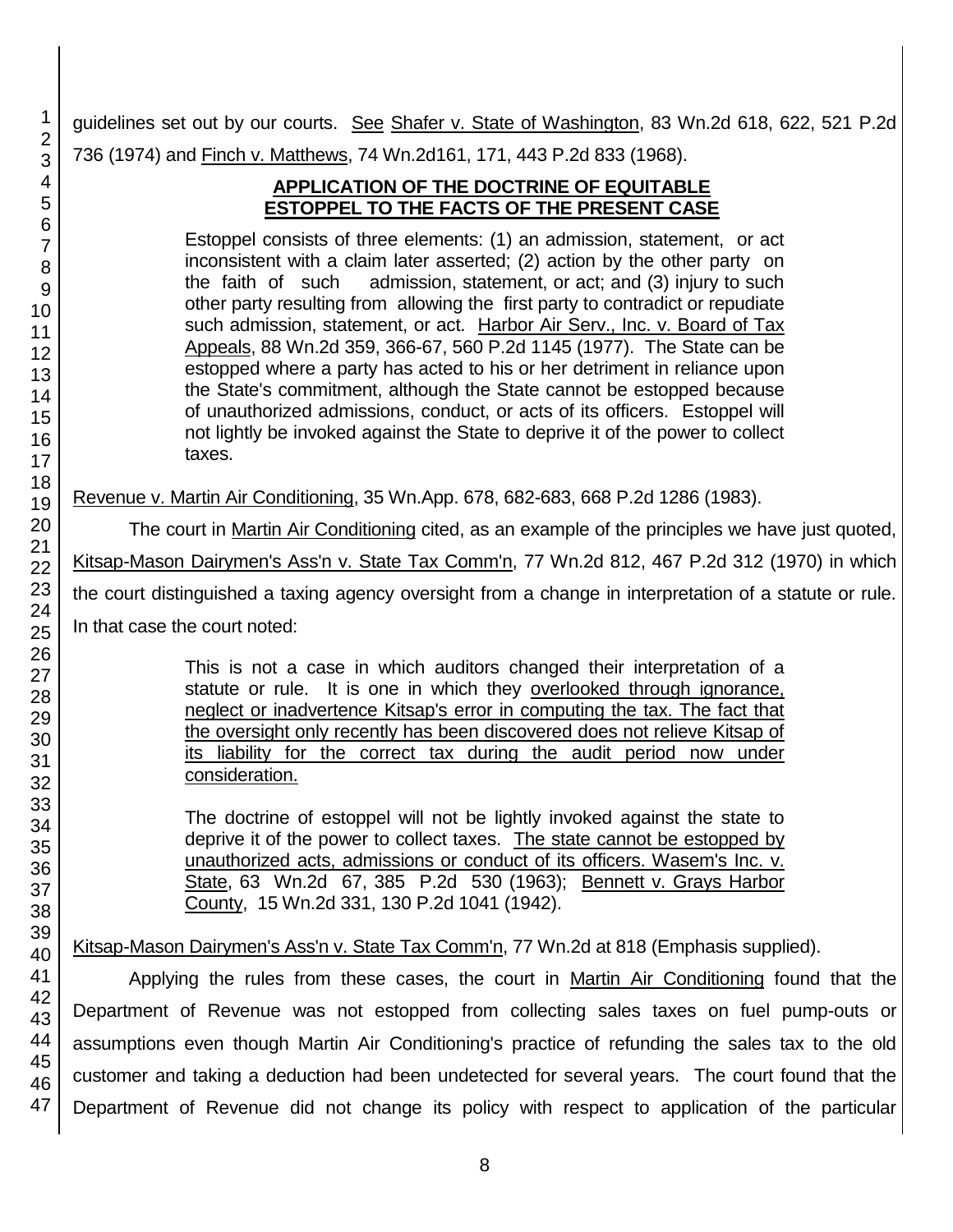guidelines set out by our courts. See Shafer v. State of Washington, 83 Wn.2d 618, 622, 521 P.2d 736 (1974) and Finch v. Matthews, 74 Wn.2d161, 171, 443 P.2d 833 (1968).

**APPLICATION OF THE DOCTRINE OF EQUITABLE ESTOPPEL TO THE FACTS OF THE PRESENT CASE**

> Estoppel consists of three elements: (1) an admission, statement, or act inconsistent with a claim later asserted; (2) action by the other party on the faith of such admission, statement, or act; and (3) injury to such other party resulting from allowing the first party to contradict or repudiate such admission, statement, or act. Harbor Air Serv., Inc. v. Board of Tax Appeals, 88 Wn.2d 359, 366-67, 560 P.2d 1145 (1977). The State can be estopped where a party has acted to his or her detriment in reliance upon the State's commitment, although the State cannot be estopped because of unauthorized admissions, conduct, or acts of its officers. Estoppel will not lightly be invoked against the State to deprive it of the power to collect taxes.

Revenue v. Martin Air Conditioning, 35 Wn.App. 678, 682-683, 668 P.2d 1286 (1983).

The court in Martin Air Conditioning cited, as an example of the principles we have just quoted, Kitsap-Mason Dairymen's Ass'n v. State Tax Comm'n, 77 Wn.2d 812, 467 P.2d 312 (1970) in which the court distinguished a taxing agency oversight from a change in interpretation of a statute or rule. In that case the court noted:

> This is not a case in which auditors changed their interpretation of a statute or rule. It is one in which they overlooked through ignorance, neglect or inadvertence Kitsap's error in computing the tax. The fact that the oversight only recently has been discovered does not relieve Kitsap of its liability for the correct tax during the audit period now under consideration.
>
> The doctrine of estoppel will not be lightly invoked against the state to deprive it of the power to collect taxes. The state cannot be estopped by unauthorized acts, admissions or conduct of its officers. Wasem's Inc. v. State, 63 Wn.2d 67, 385 P.2d 530 (1963); Bennett v. Grays Harbor County, 15 Wn.2d 331, 130 P.2d 1041 (1942).

Kitsap-Mason Dairymen's Ass'n v. State Tax Comm'n, 77 Wn.2d at 818 (Emphasis supplied).

Applying the rules from these cases, the court in Martin Air Conditioning found that the Department of Revenue was not estopped from collecting sales taxes on fuel pump-outs or assumptions even though Martin Air Conditioning's practice of refunding the sales tax to the old customer and taking a deduction had been undetected for several years. The court found that the Department of Revenue did not change its policy with respect to application of the particular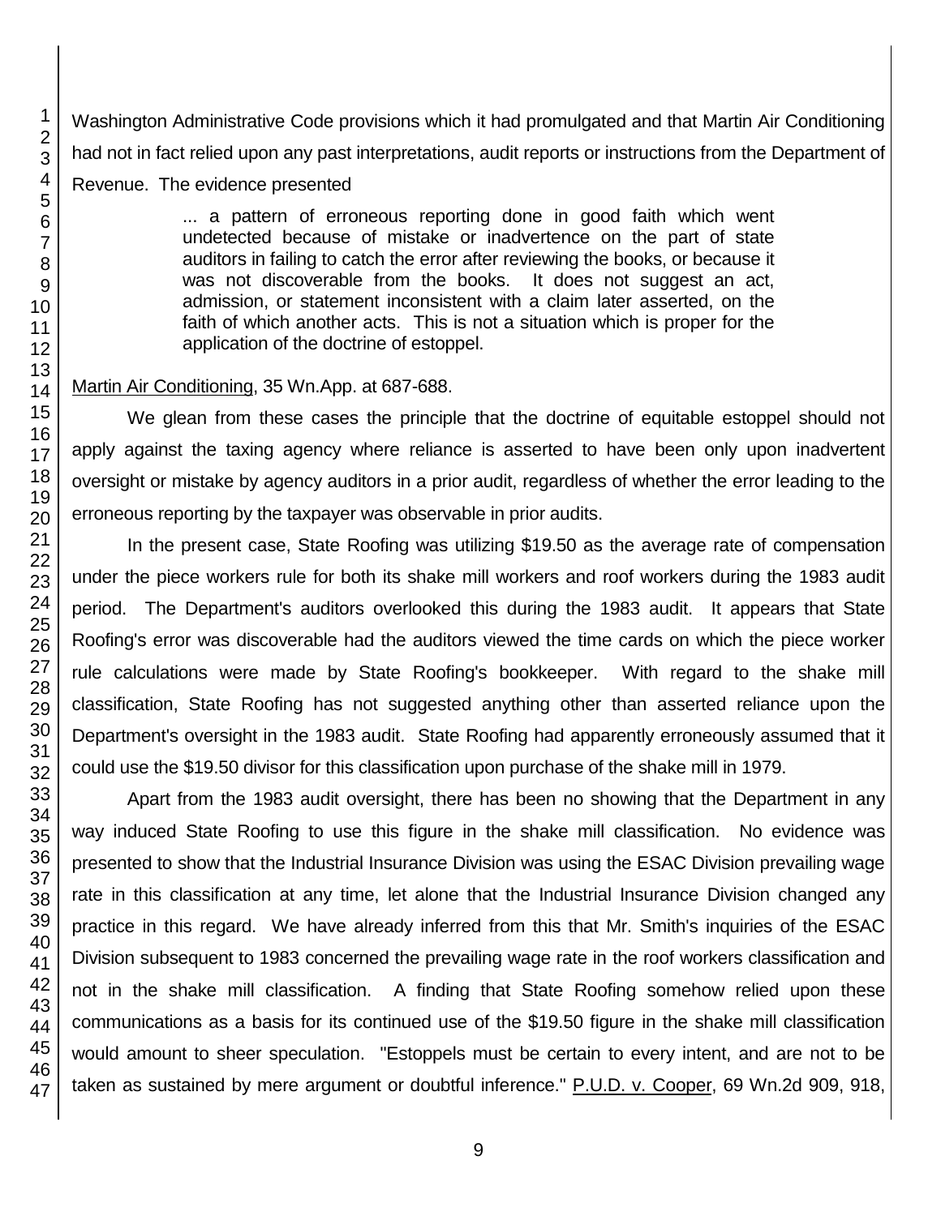Washington Administrative Code provisions which it had promulgated and that Martin Air Conditioning had not in fact relied upon any past interpretations, audit reports or instructions from the Department of Revenue. The evidence presented

> ... a pattern of erroneous reporting done in good faith which went undetected because of mistake or inadvertence on the part of state auditors in failing to catch the error after reviewing the books, or because it was not discoverable from the books. It does not suggest an act, admission, or statement inconsistent with a claim later asserted, on the faith of which another acts. This is not a situation which is proper for the application of the doctrine of estoppel.

Martin Air Conditioning, 35 Wn.App. at 687-688.

We glean from these cases the principle that the doctrine of equitable estoppel should not apply against the taxing agency where reliance is asserted to have been only upon inadvertent oversight or mistake by agency auditors in a prior audit, regardless of whether the error leading to the erroneous reporting by the taxpayer was observable in prior audits.

In the present case, State Roofing was utilizing $19.50 as the average rate of compensation under the piece workers rule for both its shake mill workers and roof workers during the 1983 audit period. The Department's auditors overlooked this during the 1983 audit. It appears that State Roofing's error was discoverable had the auditors viewed the time cards on which the piece worker rule calculations were made by State Roofing's bookkeeper. With regard to the shake mill classification, State Roofing has not suggested anything other than asserted reliance upon the Department's oversight in the 1983 audit. State Roofing had apparently erroneously assumed that it could use the $19.50 divisor for this classification upon purchase of the shake mill in 1979.

Apart from the 1983 audit oversight, there has been no showing that the Department in any way induced State Roofing to use this figure in the shake mill classification. No evidence was presented to show that the Industrial Insurance Division was using the ESAC Division prevailing wage rate in this classification at any time, let alone that the Industrial Insurance Division changed any practice in this regard. We have already inferred from this that Mr. Smith's inquiries of the ESAC Division subsequent to 1983 concerned the prevailing wage rate in the roof workers classification and not in the shake mill classification. A finding that State Roofing somehow relied upon these communications as a basis for its continued use of the $19.50 figure in the shake mill classification would amount to sheer speculation. "Estoppels must be certain to every intent, and are not to be taken as sustained by mere argument or doubtful inference." P.U.D. v. Cooper, 69 Wn.2d 909, 918,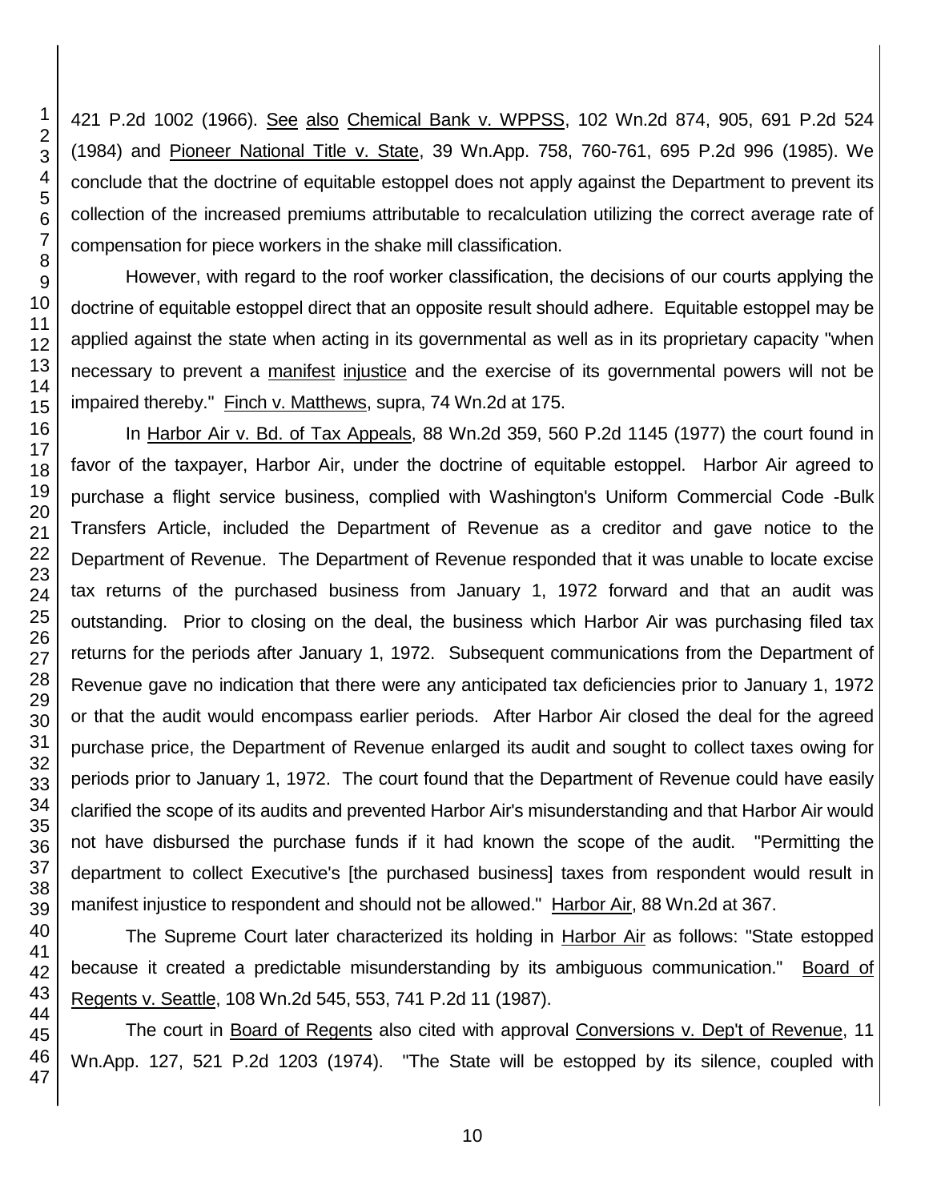421 P.2d 1002 (1966). See also Chemical Bank v. WPPSS, 102 Wn.2d 874, 905, 691 P.2d 524 (1984) and Pioneer National Title v. State, 39 Wn.App. 758, 760-761, 695 P.2d 996 (1985). We conclude that the doctrine of equitable estoppel does not apply against the Department to prevent its collection of the increased premiums attributable to recalculation utilizing the correct average rate of compensation for piece workers in the shake mill classification.

However, with regard to the roof worker classification, the decisions of our courts applying the doctrine of equitable estoppel direct that an opposite result should adhere. Equitable estoppel may be applied against the state when acting in its governmental as well as in its proprietary capacity "when necessary to prevent a manifest injustice and the exercise of its governmental powers will not be impaired thereby." Finch v. Matthews, supra, 74 Wn.2d at 175.

In Harbor Air v. Bd. of Tax Appeals, 88 Wn.2d 359, 560 P.2d 1145 (1977) the court found in favor of the taxpayer, Harbor Air, under the doctrine of equitable estoppel. Harbor Air agreed to purchase a flight service business, complied with Washington's Uniform Commercial Code -Bulk Transfers Article, included the Department of Revenue as a creditor and gave notice to the Department of Revenue. The Department of Revenue responded that it was unable to locate excise tax returns of the purchased business from January 1, 1972 forward and that an audit was outstanding. Prior to closing on the deal, the business which Harbor Air was purchasing filed tax returns for the periods after January 1, 1972. Subsequent communications from the Department of Revenue gave no indication that there were any anticipated tax deficiencies prior to January 1, 1972 or that the audit would encompass earlier periods. After Harbor Air closed the deal for the agreed purchase price, the Department of Revenue enlarged its audit and sought to collect taxes owing for periods prior to January 1, 1972. The court found that the Department of Revenue could have easily clarified the scope of its audits and prevented Harbor Air's misunderstanding and that Harbor Air would not have disbursed the purchase funds if it had known the scope of the audit. "Permitting the department to collect Executive's [the purchased business] taxes from respondent would result in manifest injustice to respondent and should not be allowed." Harbor Air, 88 Wn.2d at 367.

The Supreme Court later characterized its holding in Harbor Air as follows: "State estopped because it created a predictable misunderstanding by its ambiguous communication." Board of Regents v. Seattle, 108 Wn.2d 545, 553, 741 P.2d 11 (1987).

The court in Board of Regents also cited with approval Conversions v. Dep't of Revenue, 11 Wn.App. 127, 521 P.2d 1203 (1974). "The State will be estopped by its silence, coupled with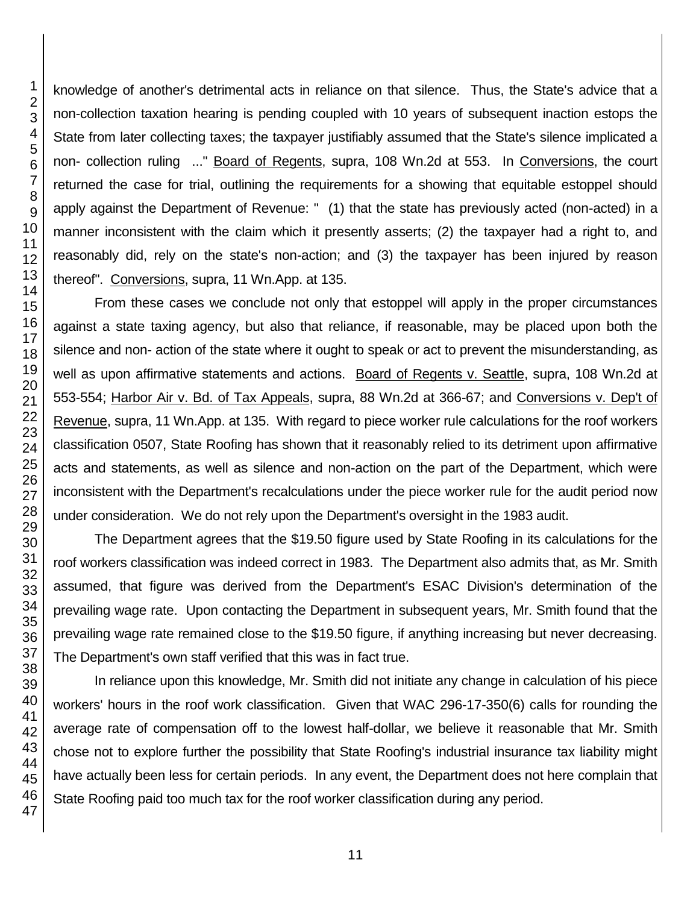knowledge of another's detrimental acts in reliance on that silence. Thus, the State's advice that a non-collection taxation hearing is pending coupled with 10 years of subsequent inaction estops the State from later collecting taxes; the taxpayer justifiably assumed that the State's silence implicated a non- collection ruling ..." Board of Regents, supra, 108 Wn.2d at 553. In Conversions, the court returned the case for trial, outlining the requirements for a showing that equitable estoppel should apply against the Department of Revenue: " (1) that the state has previously acted (non-acted) in a manner inconsistent with the claim which it presently asserts; (2) the taxpayer had a right to, and reasonably did, rely on the state's non-action; and (3) the taxpayer has been injured by reason thereof". Conversions, supra, 11 Wn.App. at 135.

From these cases we conclude not only that estoppel will apply in the proper circumstances against a state taxing agency, but also that reliance, if reasonable, may be placed upon both the silence and non- action of the state where it ought to speak or act to prevent the misunderstanding, as well as upon affirmative statements and actions. Board of Regents v. Seattle, supra, 108 Wn.2d at 553-554; Harbor Air v. Bd. of Tax Appeals, supra, 88 Wn.2d at 366-67; and Conversions v. Dep't of Revenue, supra, 11 Wn.App. at 135. With regard to piece worker rule calculations for the roof workers classification 0507, State Roofing has shown that it reasonably relied to its detriment upon affirmative acts and statements, as well as silence and non-action on the part of the Department, which were inconsistent with the Department's recalculations under the piece worker rule for the audit period now under consideration. We do not rely upon the Department's oversight in the 1983 audit.

The Department agrees that the $19.50 figure used by State Roofing in its calculations for the roof workers classification was indeed correct in 1983. The Department also admits that, as Mr. Smith assumed, that figure was derived from the Department's ESAC Division's determination of the prevailing wage rate. Upon contacting the Department in subsequent years, Mr. Smith found that the prevailing wage rate remained close to the $19.50 figure, if anything increasing but never decreasing. The Department's own staff verified that this was in fact true.

In reliance upon this knowledge, Mr. Smith did not initiate any change in calculation of his piece workers' hours in the roof work classification. Given that WAC 296-17-350(6) calls for rounding the average rate of compensation off to the lowest half-dollar, we believe it reasonable that Mr. Smith chose not to explore further the possibility that State Roofing's industrial insurance tax liability might have actually been less for certain periods. In any event, the Department does not here complain that State Roofing paid too much tax for the roof worker classification during any period.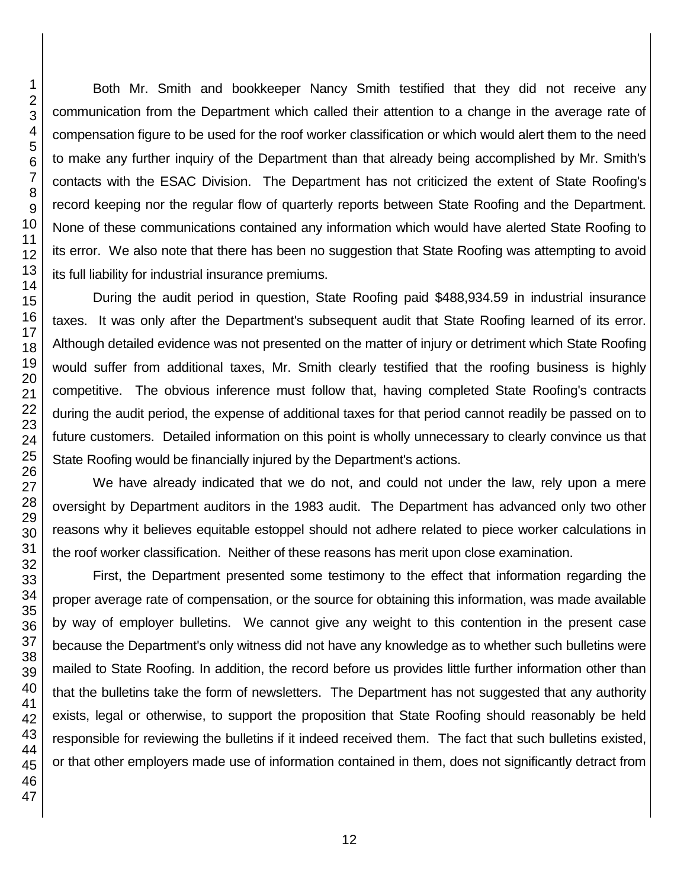Both Mr. Smith and bookkeeper Nancy Smith testified that they did not receive any communication from the Department which called their attention to a change in the average rate of compensation figure to be used for the roof worker classification or which would alert them to the need to make any further inquiry of the Department than that already being accomplished by Mr. Smith's contacts with the ESAC Division. The Department has not criticized the extent of State Roofing's record keeping nor the regular flow of quarterly reports between State Roofing and the Department. None of these communications contained any information which would have alerted State Roofing to its error. We also note that there has been no suggestion that State Roofing was attempting to avoid its full liability for industrial insurance premiums.

During the audit period in question, State Roofing paid $488,934.59 in industrial insurance taxes. It was only after the Department's subsequent audit that State Roofing learned of its error. Although detailed evidence was not presented on the matter of injury or detriment which State Roofing would suffer from additional taxes, Mr. Smith clearly testified that the roofing business is highly competitive. The obvious inference must follow that, having completed State Roofing's contracts during the audit period, the expense of additional taxes for that period cannot readily be passed on to future customers. Detailed information on this point is wholly unnecessary to clearly convince us that State Roofing would be financially injured by the Department's actions.

We have already indicated that we do not, and could not under the law, rely upon a mere oversight by Department auditors in the 1983 audit. The Department has advanced only two other reasons why it believes equitable estoppel should not adhere related to piece worker calculations in the roof worker classification. Neither of these reasons has merit upon close examination.

First, the Department presented some testimony to the effect that information regarding the proper average rate of compensation, or the source for obtaining this information, was made available by way of employer bulletins. We cannot give any weight to this contention in the present case because the Department's only witness did not have any knowledge as to whether such bulletins were mailed to State Roofing. In addition, the record before us provides little further information other than that the bulletins take the form of newsletters. The Department has not suggested that any authority exists, legal or otherwise, to support the proposition that State Roofing should reasonably be held responsible for reviewing the bulletins if it indeed received them. The fact that such bulletins existed, or that other employers made use of information contained in them, does not significantly detract from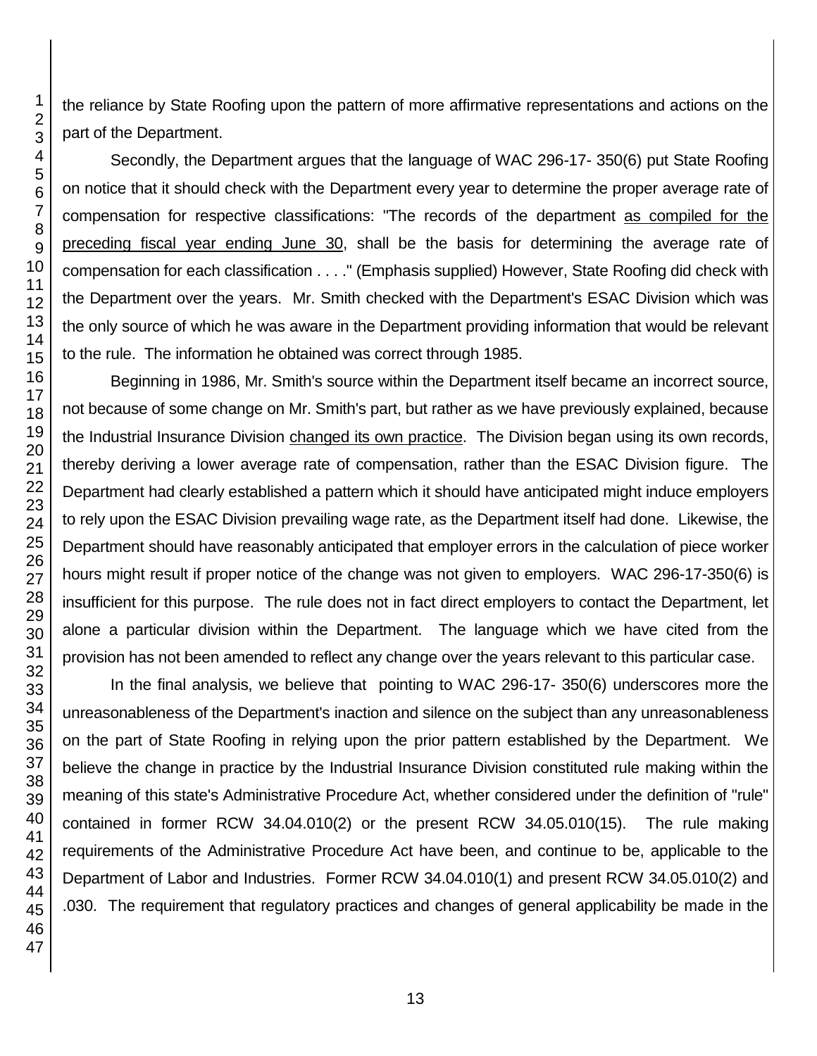the reliance by State Roofing upon the pattern of more affirmative representations and actions on the part of the Department.

Secondly, the Department argues that the language of WAC 296-17- 350(6) put State Roofing on notice that it should check with the Department every year to determine the proper average rate of compensation for respective classifications: "The records of the department as compiled for the preceding fiscal year ending June 30, shall be the basis for determining the average rate of compensation for each classification . . . ." (Emphasis supplied) However, State Roofing did check with the Department over the years. Mr. Smith checked with the Department's ESAC Division which was the only source of which he was aware in the Department providing information that would be relevant to the rule. The information he obtained was correct through 1985.

Beginning in 1986, Mr. Smith's source within the Department itself became an incorrect source, not because of some change on Mr. Smith's part, but rather as we have previously explained, because the Industrial Insurance Division changed its own practice. The Division began using its own records, thereby deriving a lower average rate of compensation, rather than the ESAC Division figure. The Department had clearly established a pattern which it should have anticipated might induce employers to rely upon the ESAC Division prevailing wage rate, as the Department itself had done. Likewise, the Department should have reasonably anticipated that employer errors in the calculation of piece worker hours might result if proper notice of the change was not given to employers. WAC 296-17-350(6) is insufficient for this purpose. The rule does not in fact direct employers to contact the Department, let alone a particular division within the Department. The language which we have cited from the provision has not been amended to reflect any change over the years relevant to this particular case.

In the final analysis, we believe that pointing to WAC 296-17- 350(6) underscores more the unreasonableness of the Department's inaction and silence on the subject than any unreasonableness on the part of State Roofing in relying upon the prior pattern established by the Department. We believe the change in practice by the Industrial Insurance Division constituted rule making within the meaning of this state's Administrative Procedure Act, whether considered under the definition of "rule" contained in former RCW 34.04.010(2) or the present RCW 34.05.010(15). The rule making requirements of the Administrative Procedure Act have been, and continue to be, applicable to the Department of Labor and Industries. Former RCW 34.04.010(1) and present RCW 34.05.010(2) and .030. The requirement that regulatory practices and changes of general applicability be made in the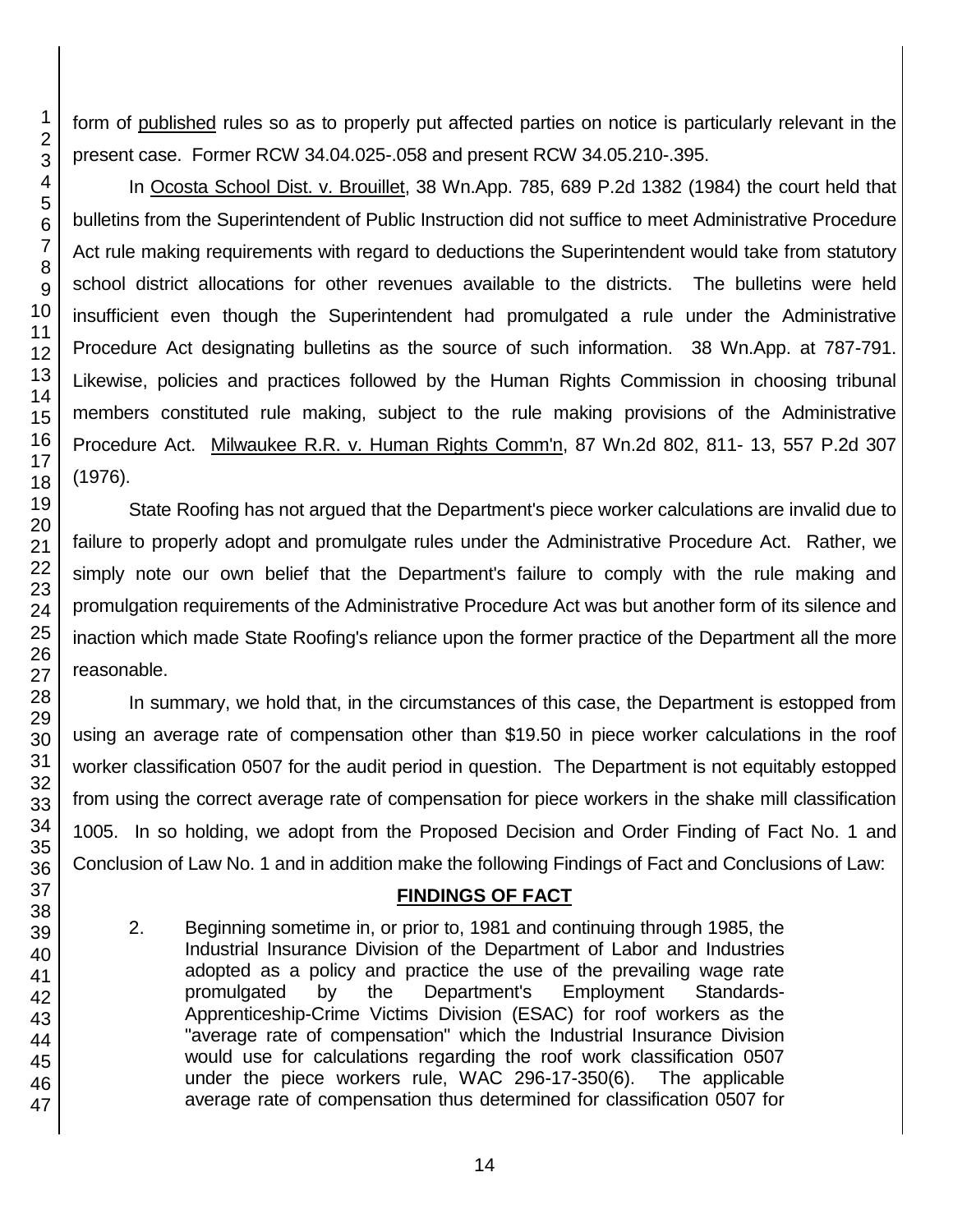form of published rules so as to properly put affected parties on notice is particularly relevant in the present case. Former RCW 34.04.025-.058 and present RCW 34.05.210-.395.

In Ocosta School Dist. v. Brouillet, 38 Wn.App. 785, 689 P.2d 1382 (1984) the court held that bulletins from the Superintendent of Public Instruction did not suffice to meet Administrative Procedure Act rule making requirements with regard to deductions the Superintendent would take from statutory school district allocations for other revenues available to the districts. The bulletins were held insufficient even though the Superintendent had promulgated a rule under the Administrative Procedure Act designating bulletins as the source of such information. 38 Wn.App. at 787-791. Likewise, policies and practices followed by the Human Rights Commission in choosing tribunal members constituted rule making, subject to the rule making provisions of the Administrative Procedure Act. Milwaukee R.R. v. Human Rights Comm'n, 87 Wn.2d 802, 811- 13, 557 P.2d 307 (1976).

State Roofing has not argued that the Department's piece worker calculations are invalid due to failure to properly adopt and promulgate rules under the Administrative Procedure Act. Rather, we simply note our own belief that the Department's failure to comply with the rule making and promulgation requirements of the Administrative Procedure Act was but another form of its silence and inaction which made State Roofing's reliance upon the former practice of the Department all the more reasonable.

In summary, we hold that, in the circumstances of this case, the Department is estopped from using an average rate of compensation other than $19.50 in piece worker calculations in the roof worker classification 0507 for the audit period in question. The Department is not equitably estopped from using the correct average rate of compensation for piece workers in the shake mill classification 1005. In so holding, we adopt from the Proposed Decision and Order Finding of Fact No. 1 and Conclusion of Law No. 1 and in addition make the following Findings of Fact and Conclusions of Law:

## FINDINGS OF FACT

2. Beginning sometime in, or prior to, 1981 and continuing through 1985, the Industrial Insurance Division of the Department of Labor and Industries adopted as a policy and practice the use of the prevailing wage rate promulgated by the Department's Employment Standards-Apprenticeship-Crime Victims Division (ESAC) for roof workers as the "average rate of compensation" which the Industrial Insurance Division would use for calculations regarding the roof work classification 0507 under the piece workers rule, WAC 296-17-350(6). The applicable average rate of compensation thus determined for classification 0507 for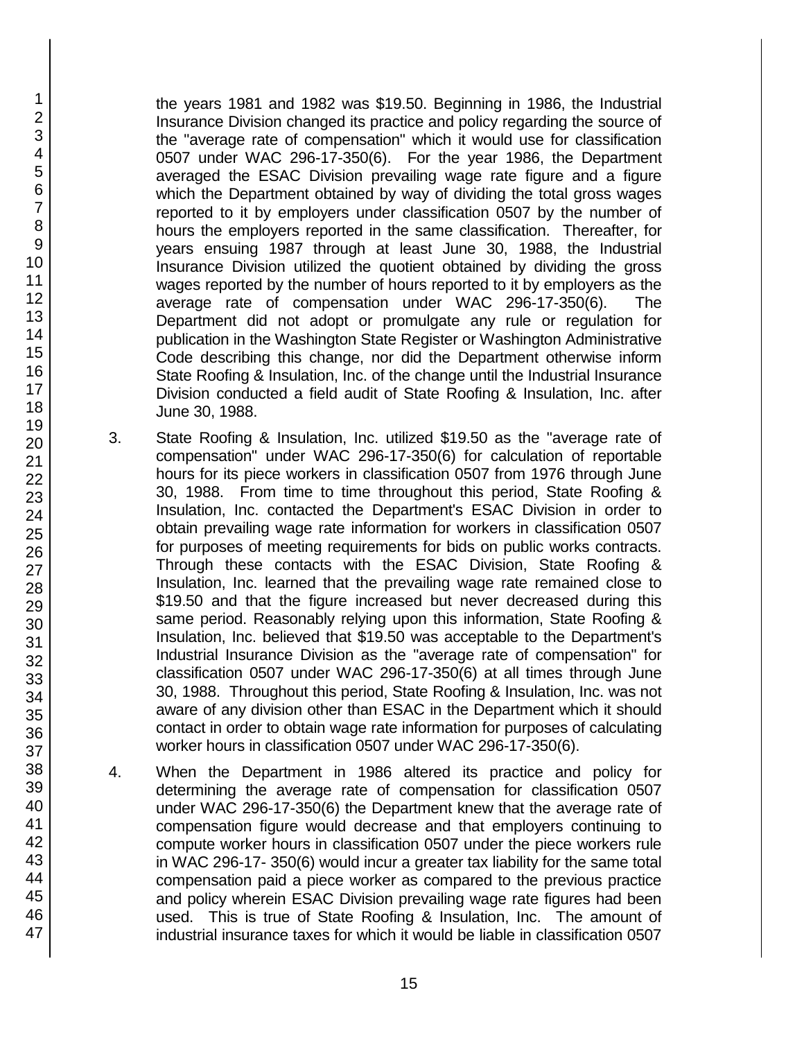the years 1981 and 1982 was $19.50. Beginning in 1986, the Industrial Insurance Division changed its practice and policy regarding the source of the "average rate of compensation" which it would use for classification 0507 under WAC 296-17-350(6). For the year 1986, the Department averaged the ESAC Division prevailing wage rate figure and a figure which the Department obtained by way of dividing the total gross wages reported to it by employers under classification 0507 by the number of hours the employers reported in the same classification. Thereafter, for years ensuing 1987 through at least June 30, 1988, the Industrial Insurance Division utilized the quotient obtained by dividing the gross wages reported by the number of hours reported to it by employers as the average rate of compensation under WAC 296-17-350(6). The Department did not adopt or promulgate any rule or regulation for publication in the Washington State Register or Washington Administrative Code describing this change, nor did the Department otherwise inform State Roofing & Insulation, Inc. of the change until the Industrial Insurance Division conducted a field audit of State Roofing & Insulation, Inc. after June 30, 1988.

3. State Roofing & Insulation, Inc. utilized $19.50 as the "average rate of compensation" under WAC 296-17-350(6) for calculation of reportable hours for its piece workers in classification 0507 from 1976 through June 30, 1988. From time to time throughout this period, State Roofing & Insulation, Inc. contacted the Department's ESAC Division in order to obtain prevailing wage rate information for workers in classification 0507 for purposes of meeting requirements for bids on public works contracts. Through these contacts with the ESAC Division, State Roofing & Insulation, Inc. learned that the prevailing wage rate remained close to $19.50 and that the figure increased but never decreased during this same period. Reasonably relying upon this information, State Roofing & Insulation, Inc. believed that $19.50 was acceptable to the Department's Industrial Insurance Division as the "average rate of compensation" for classification 0507 under WAC 296-17-350(6) at all times through June 30, 1988. Throughout this period, State Roofing & Insulation, Inc. was not aware of any division other than ESAC in the Department which it should contact in order to obtain wage rate information for purposes of calculating worker hours in classification 0507 under WAC 296-17-350(6).

4. When the Department in 1986 altered its practice and policy for determining the average rate of compensation for classification 0507 under WAC 296-17-350(6) the Department knew that the average rate of compensation figure would decrease and that employers continuing to compute worker hours in classification 0507 under the piece workers rule in WAC 296-17- 350(6) would incur a greater tax liability for the same total compensation paid a piece worker as compared to the previous practice and policy wherein ESAC Division prevailing wage rate figures had been used. This is true of State Roofing & Insulation, Inc. The amount of industrial insurance taxes for which it would be liable in classification 0507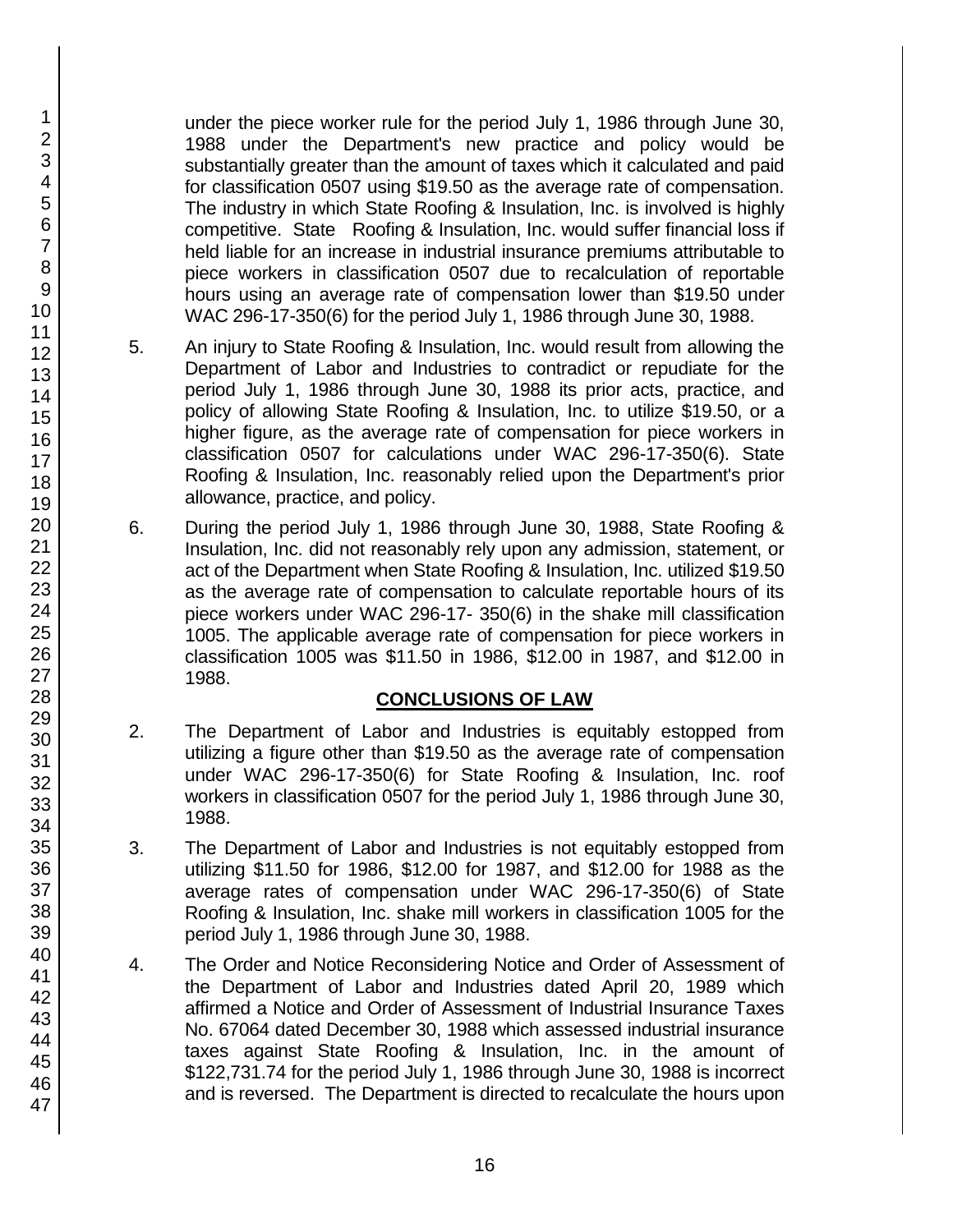under the piece worker rule for the period July 1, 1986 through June 30, 1988 under the Department's new practice and policy would be substantially greater than the amount of taxes which it calculated and paid for classification 0507 using $19.50 as the average rate of compensation. The industry in which State Roofing & Insulation, Inc. is involved is highly competitive. State Roofing & Insulation, Inc. would suffer financial loss if held liable for an increase in industrial insurance premiums attributable to piece workers in classification 0507 due to recalculation of reportable hours using an average rate of compensation lower than $19.50 under WAC 296-17-350(6) for the period July 1, 1986 through June 30, 1988.

5. An injury to State Roofing & Insulation, Inc. would result from allowing the Department of Labor and Industries to contradict or repudiate for the period July 1, 1986 through June 30, 1988 its prior acts, practice, and policy of allowing State Roofing & Insulation, Inc. to utilize $19.50, or a higher figure, as the average rate of compensation for piece workers in classification 0507 for calculations under WAC 296-17-350(6). State Roofing & Insulation, Inc. reasonably relied upon the Department's prior allowance, practice, and policy.

6. During the period July 1, 1986 through June 30, 1988, State Roofing & Insulation, Inc. did not reasonably rely upon any admission, statement, or act of the Department when State Roofing & Insulation, Inc. utilized $19.50 as the average rate of compensation to calculate reportable hours of its piece workers under WAC 296-17- 350(6) in the shake mill classification 1005. The applicable average rate of compensation for piece workers in classification 1005 was $11.50 in 1986, $12.00 in 1987, and $12.00 in 1988.

## CONCLUSIONS OF LAW

2. The Department of Labor and Industries is equitably estopped from utilizing a figure other than $19.50 as the average rate of compensation under WAC 296-17-350(6) for State Roofing & Insulation, Inc. roof workers in classification 0507 for the period July 1, 1986 through June 30, 1988.

3. The Department of Labor and Industries is not equitably estopped from utilizing $11.50 for 1986, $12.00 for 1987, and $12.00 for 1988 as the average rates of compensation under WAC 296-17-350(6) of State Roofing & Insulation, Inc. shake mill workers in classification 1005 for the period July 1, 1986 through June 30, 1988.

4. The Order and Notice Reconsidering Notice and Order of Assessment of the Department of Labor and Industries dated April 20, 1989 which affirmed a Notice and Order of Assessment of Industrial Insurance Taxes No. 67064 dated December 30, 1988 which assessed industrial insurance taxes against State Roofing & Insulation, Inc. in the amount of $122,731.74 for the period July 1, 1986 through June 30, 1988 is incorrect and is reversed. The Department is directed to recalculate the hours upon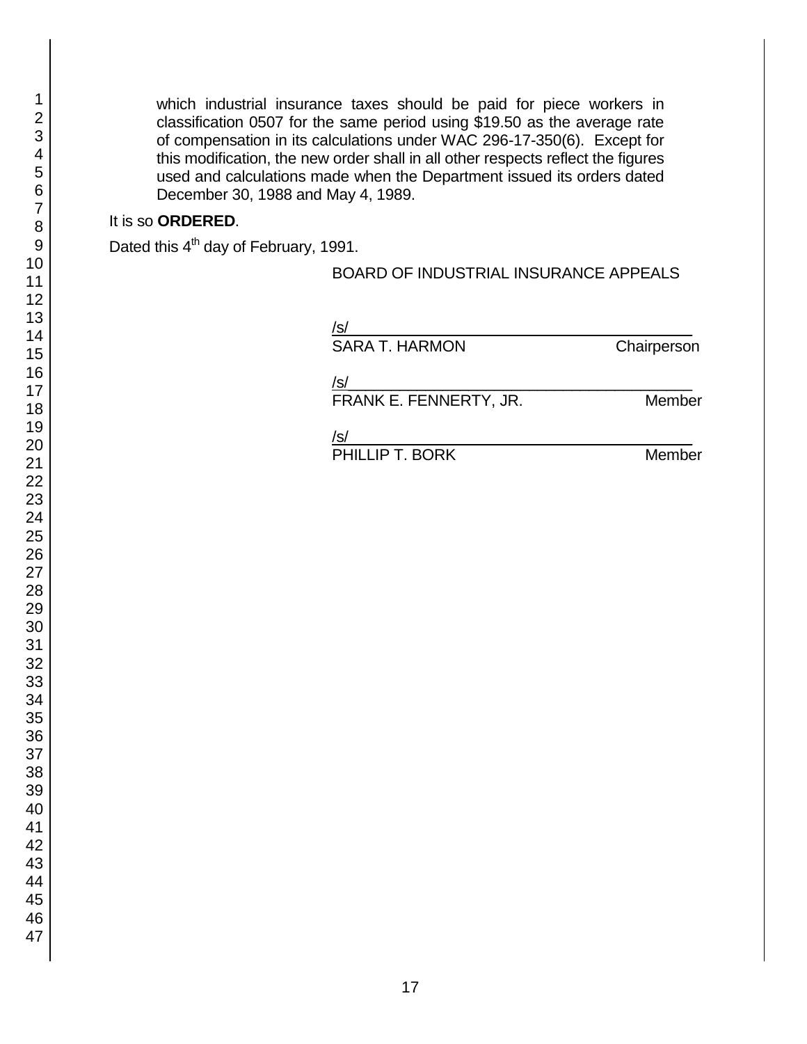which industrial insurance taxes should be paid for piece workers in classification 0507 for the same period using $19.50 as the average rate of compensation in its calculations under WAC 296-17-350(6). Except for this modification, the new order shall in all other respects reflect the figures used and calculations made when the Department issued its orders dated December 30, 1988 and May 4, 1989.

It is so **ORDERED**.

Dated this 4th day of February, 1991.

BOARD OF INDUSTRIAL INSURANCE APPEALS

/s/
SARA T. HARMON Chairperson

/s/
FRANK E. FENNERTY, JR. Member

/s/
PHILLIP T. BORK Member